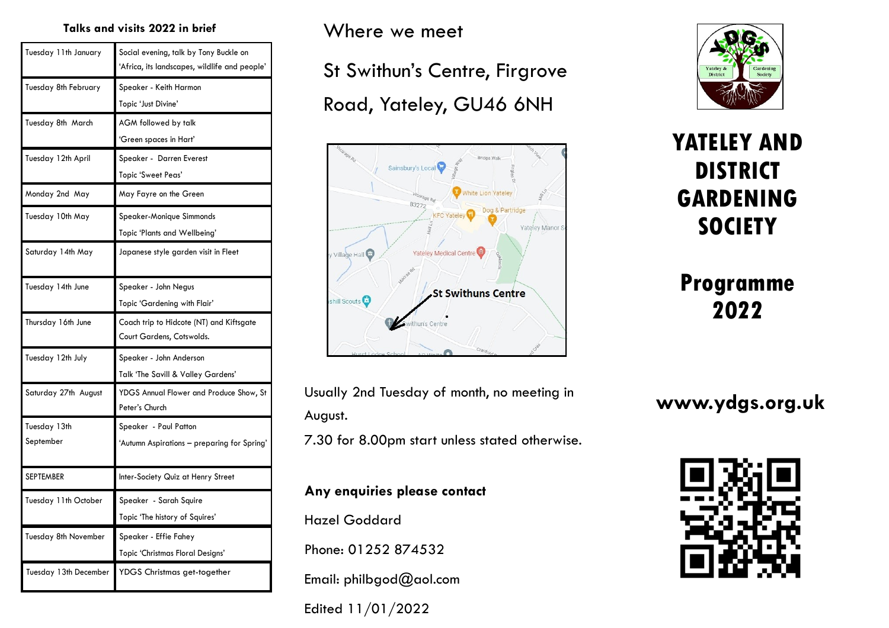## Talks and visits 2022 in brief

| Date | Event |
|---|---|
| Tuesday 11th January | Social evening, talk by Tony Buckle on 'Africa, its landscapes, wildlife and people' |
| Tuesday 8th February | Speaker - Keith Harmon<br>Topic 'Just Divine' |
| Tuesday 8th March | AGM followed by talk<br>'Green spaces in Hart' |
| Tuesday 12th April | Speaker - Darren Everest<br>Topic 'Sweet Peas' |
| Monday 2nd May | May Fayre on the Green |
| Tuesday 10th May | Speaker-Monique Simmonds<br>Topic 'Plants and Wellbeing' |
| Saturday 14th May | Japanese style garden visit in Fleet |
| Tuesday 14th June | Speaker - John Negus<br>Topic 'Gardening with Flair' |
| Thursday 16th June | Coach trip to Hidcote (NT) and Kiftsgate Court Gardens, Cotswolds. |
| Tuesday 12th July | Speaker - John Anderson<br>Talk 'The Savill & Valley Gardens' |
| Saturday 27th August | YDGS Annual Flower and Produce Show, St Peter's Church |
| Tuesday 13th September | Speaker - Paul Patton<br>'Autumn Aspirations – preparing for Spring' |
| SEPTEMBER | Inter-Society Quiz at Henry Street |
| Tuesday 11th October | Speaker - Sarah Squire<br>Topic 'The history of Squires' |
| Tuesday 8th November | Speaker - Effie Fahey<br>Topic 'Christmas Floral Designs' |
| Tuesday 13th December | YDGS Christmas get-together |

## Where we meet

St Swithun's Centre, Firgrove Road, Yateley, GU46 6NH

St Swithuns Centre

Usually 2nd Tuesday of month, no meeting in August.

7.30 for 8.00pm start unless stated otherwise.

**Any enquiries please contact**

Hazel Goddard

Phone: 01252 874532

Email: philbgod@aol.com

Edited 11/01/2022

# YATELEY AND DISTRICT GARDENING SOCIETY

## Programme 2022

**www.ydgs.org.uk**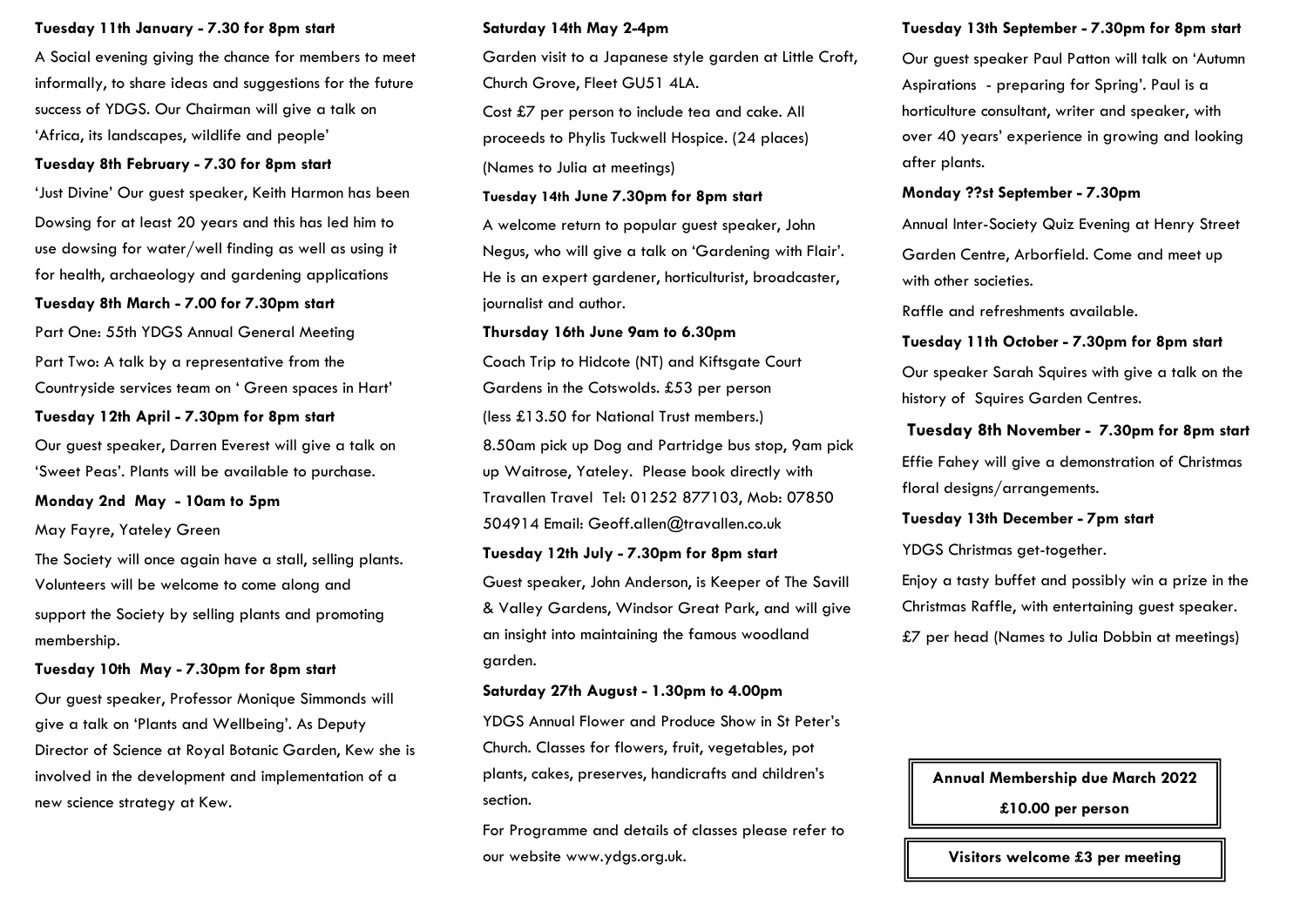**Tuesday 11th January - 7.30 for 8pm start**

A Social evening giving the chance for members to meet informally, to share ideas and suggestions for the future success of YDGS. Our Chairman will give a talk on 'Africa, its landscapes, wildlife and people'

**Tuesday 8th February - 7.30 for 8pm start**

'Just Divine' Our guest speaker, Keith Harmon has been Dowsing for at least 20 years and this has led him to use dowsing for water/well finding as well as using it for health, archaeology and gardening applications

**Tuesday 8th March - 7.00 for 7.30pm start**

Part One: 55th YDGS Annual General Meeting

Part Two: A talk by a representative from the Countryside services team on ' Green spaces in Hart'

**Tuesday 12th April - 7.30pm for 8pm start**

Our guest speaker, Darren Everest will give a talk on 'Sweet Peas'. Plants will be available to purchase.

**Monday 2nd May - 10am to 5pm**

May Fayre, Yateley Green

The Society will once again have a stall, selling plants. Volunteers will be welcome to come along and support the Society by selling plants and promoting membership.

**Tuesday 10th May - 7.30pm for 8pm start**

Our guest speaker, Professor Monique Simmonds will give a talk on 'Plants and Wellbeing'. As Deputy Director of Science at Royal Botanic Garden, Kew she is involved in the development and implementation of a new science strategy at Kew.

**Saturday 14th May 2-4pm**

Garden visit to a Japanese style garden at Little Croft, Church Grove, Fleet GU51 4LA.

Cost £7 per person to include tea and cake. All proceeds to Phylis Tuckwell Hospice. (24 places)

(Names to Julia at meetings)

**Tuesday 14th June 7.30pm for 8pm start**

A welcome return to popular guest speaker, John Negus, who will give a talk on 'Gardening with Flair'. He is an expert gardener, horticulturist, broadcaster, journalist and author.

**Thursday 16th June 9am to 6.30pm**

Coach Trip to Hidcote (NT) and Kiftsgate Court Gardens in the Cotswolds. £53 per person

(less £13.50 for National Trust members.)

8.50am pick up Dog and Partridge bus stop, 9am pick up Waitrose, Yateley. Please book directly with Travallen Travel Tel: 01252 877103, Mob: 07850 504914 Email: Geoff.allen@travallen.co.uk

**Tuesday 12th July - 7.30pm for 8pm start**

Guest speaker, John Anderson, is Keeper of The Savill & Valley Gardens, Windsor Great Park, and will give an insight into maintaining the famous woodland garden.

**Saturday 27th August - 1.30pm to 4.00pm**

YDGS Annual Flower and Produce Show in St Peter's Church. Classes for flowers, fruit, vegetables, pot plants, cakes, preserves, handicrafts and children's section.

For Programme and details of classes please refer to our website www.ydgs.org.uk.

**Tuesday 13th September - 7.30pm for 8pm start**

Our guest speaker Paul Patton will talk on 'Autumn Aspirations - preparing for Spring'. Paul is a horticulture consultant, writer and speaker, with over 40 years' experience in growing and looking after plants.

**Monday ??st September - 7.30pm**

Annual Inter-Society Quiz Evening at Henry Street Garden Centre, Arborfield. Come and meet up with other societies.

Raffle and refreshments available.

**Tuesday 11th October - 7.30pm for 8pm start**

Our speaker Sarah Squires with give a talk on the history of Squires Garden Centres.

**Tuesday 8th November - 7.30pm for 8pm start**

Effie Fahey will give a demonstration of Christmas floral designs/arrangements.

**Tuesday 13th December - 7pm start**

YDGS Christmas get-together.

Enjoy a tasty buffet and possibly win a prize in the Christmas Raffle, with entertaining guest speaker.

£7 per head (Names to Julia Dobbin at meetings)

**Annual Membership due March 2022**

**£10.00 per person**

**Visitors welcome £3 per meeting**